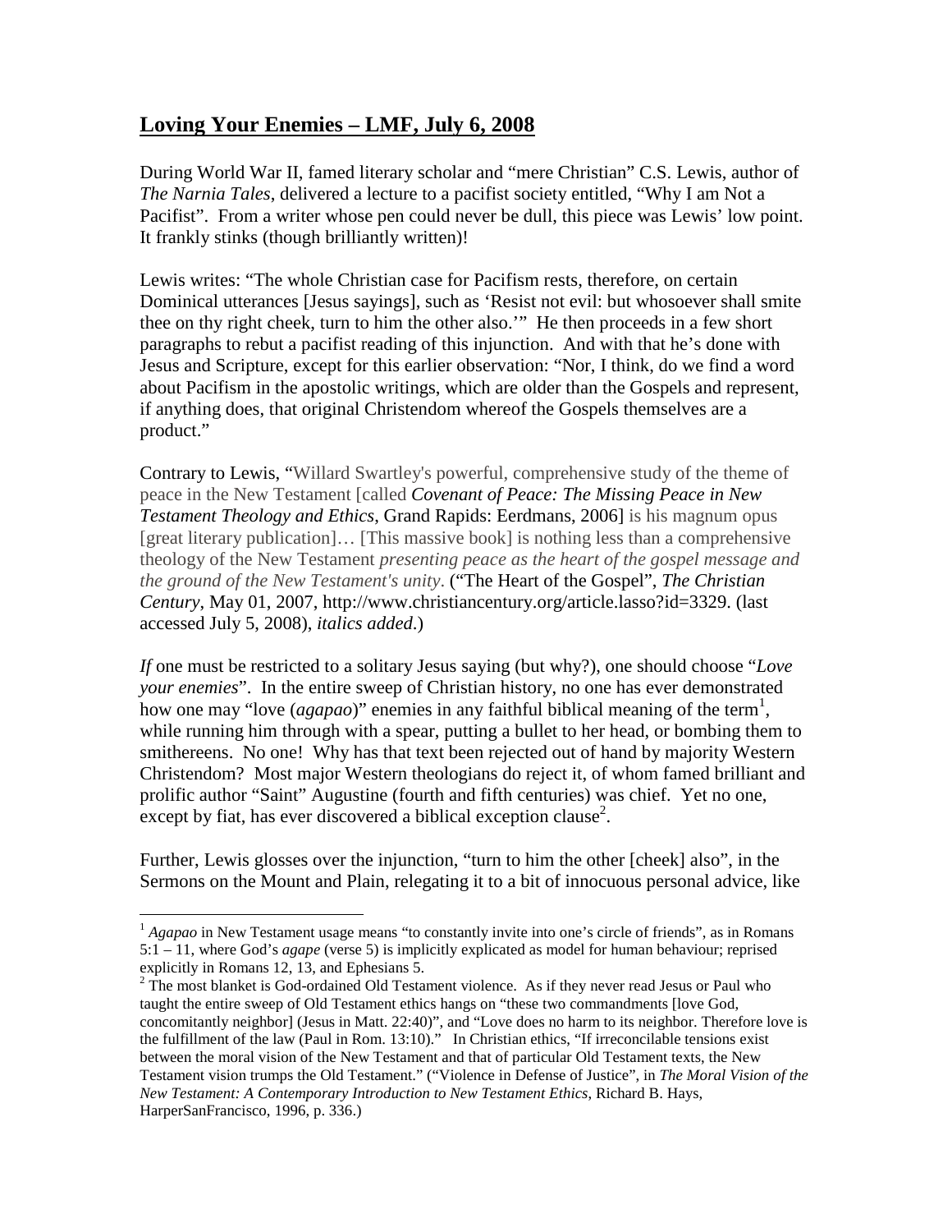# **Loving Your Enemies – LMF, July 6, 2008**

During World War II, famed literary scholar and "mere Christian" C.S. Lewis, author of *The Narnia Tales*, delivered a lecture to a pacifist society entitled, "Why I am Not a Pacifist". From a writer whose pen could never be dull, this piece was Lewis' low point. It frankly stinks (though brilliantly written)!

Lewis writes: "The whole Christian case for Pacifism rests, therefore, on certain Dominical utterances [Jesus sayings], such as 'Resist not evil: but whosoever shall smite thee on thy right cheek, turn to him the other also.'" He then proceeds in a few short paragraphs to rebut a pacifist reading of this injunction. And with that he's done with Jesus and Scripture, except for this earlier observation: "Nor, I think, do we find a word about Pacifism in the apostolic writings, which are older than the Gospels and represent, if anything does, that original Christendom whereof the Gospels themselves are a product."

Contrary to Lewis, "Willard Swartley's powerful, comprehensive study of the theme of peace in the New Testament [called *Covenant of Peace: The Missing Peace in New Testament Theology and Ethics*, Grand Rapids: Eerdmans, 2006] is his magnum opus [great literary publication]… [This massive book] is nothing less than a comprehensive theology of the New Testament *presenting peace as the heart of the gospel message and the ground of the New Testament's unity*. ("The Heart of the Gospel", *The Christian Century*, May 01, 2007, http://www.christiancentury.org/article.lasso?id=3329. (last accessed July 5, 2008), *italics added*.)

*If* one must be restricted to a solitary Jesus saying (but why?), one should choose "*Love your enemies*". In the entire sweep of Christian history, no one has ever demonstrated how one may "love (*agapao*)" enemies in any faithful biblical meaning of the term[1], while running him through with a spear, putting a bullet to her head, or bombing them to smithereens. No one! Why has that text been rejected out of hand by majority Western Christendom? Most major Western theologians do reject it, of whom famed brilliant and prolific author "Saint" Augustine (fourth and fifth centuries) was chief. Yet no one, except by fiat, has ever discovered a biblical exception clause[2].

Further, Lewis glosses over the injunction, "turn to him the other [cheek] also", in the Sermons on the Mount and Plain, relegating it to a bit of innocuous personal advice, like

---

[1] *Agapao* in New Testament usage means "to constantly invite into one's circle of friends", as in Romans 5:1 – 11, where God's *agape* (verse 5) is implicitly explicated as model for human behaviour; reprised explicitly in Romans 12, 13, and Ephesians 5.

[2] The most blanket is God-ordained Old Testament violence. As if they never read Jesus or Paul who taught the entire sweep of Old Testament ethics hangs on "these two commandments [love God, concomitantly neighbor] (Jesus in Matt. 22:40)", and "Love does no harm to its neighbor. Therefore love is the fulfillment of the law (Paul in Rom. 13:10)." In Christian ethics, "If irreconcilable tensions exist between the moral vision of the New Testament and that of particular Old Testament texts, the New Testament vision trumps the Old Testament." ("Violence in Defense of Justice", in *The Moral Vision of the New Testament: A Contemporary Introduction to New Testament Ethics*, Richard B. Hays, HarperSanFrancisco, 1996, p. 336.)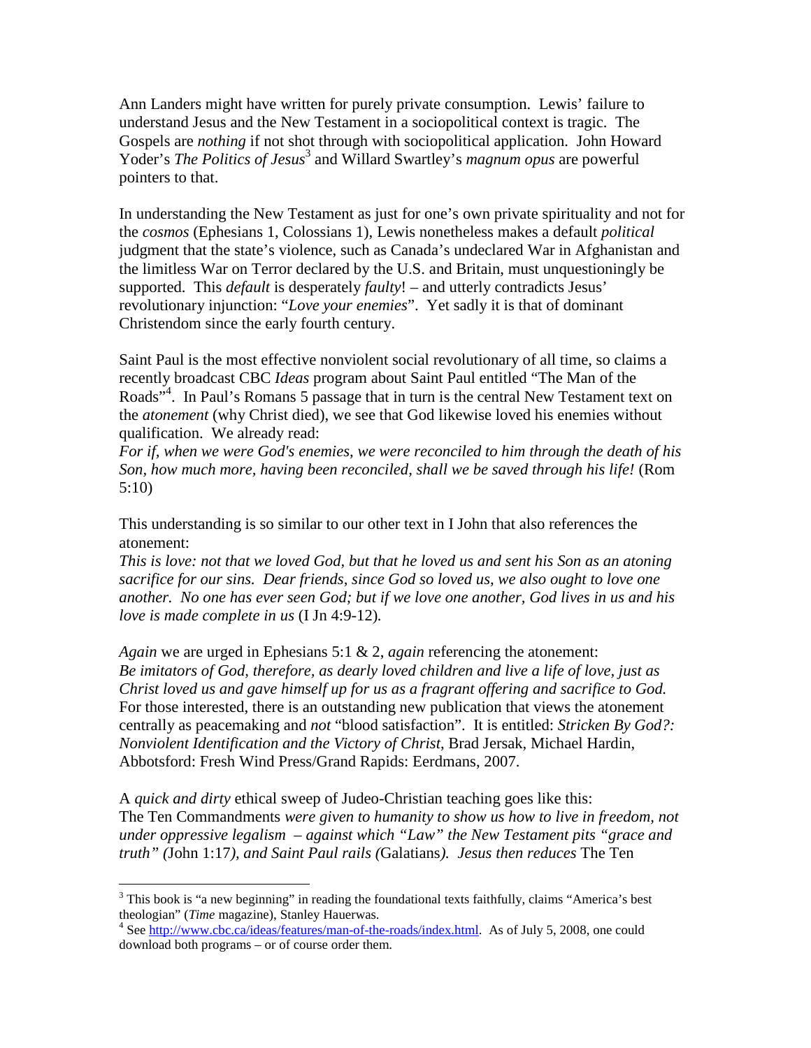Ann Landers might have written for purely private consumption. Lewis' failure to understand Jesus and the New Testament in a sociopolitical context is tragic. The Gospels are *nothing* if not shot through with sociopolitical application. John Howard Yoder's *The Politics of Jesus*[3] and Willard Swartley's *magnum opus* are powerful pointers to that.

In understanding the New Testament as just for one's own private spirituality and not for the *cosmos* (Ephesians 1, Colossians 1), Lewis nonetheless makes a default *political* judgment that the state's violence, such as Canada's undeclared War in Afghanistan and the limitless War on Terror declared by the U.S. and Britain, must unquestioningly be supported. This *default* is desperately *faulty*! – and utterly contradicts Jesus' revolutionary injunction: "*Love your enemies*". Yet sadly it is that of dominant Christendom since the early fourth century.

Saint Paul is the most effective nonviolent social revolutionary of all time, so claims a recently broadcast CBC *Ideas* program about Saint Paul entitled "The Man of the Roads"[4]. In Paul's Romans 5 passage that in turn is the central New Testament text on the *atonement* (why Christ died), we see that God likewise loved his enemies without qualification. We already read:
*For if, when we were God's enemies, we were reconciled to him through the death of his Son, how much more, having been reconciled, shall we be saved through his life!* (Rom 5:10)

This understanding is so similar to our other text in I John that also references the atonement:
*This is love: not that we loved God, but that he loved us and sent his Son as an atoning sacrifice for our sins. Dear friends, since God so loved us, we also ought to love one another. No one has ever seen God; but if we love one another, God lives in us and his love is made complete in us* (I Jn 4:9-12).

*Again* we are urged in Ephesians 5:1 & 2, *again* referencing the atonement:
*Be imitators of God, therefore, as dearly loved children and live a life of love, just as Christ loved us and gave himself up for us as a fragrant offering and sacrifice to God.*
For those interested, there is an outstanding new publication that views the atonement centrally as peacemaking and *not* "blood satisfaction". It is entitled: *Stricken By God?: Nonviolent Identification and the Victory of Christ*, Brad Jersak, Michael Hardin, Abbotsford: Fresh Wind Press/Grand Rapids: Eerdmans, 2007.

A *quick and dirty* ethical sweep of Judeo-Christian teaching goes like this:
The Ten Commandments *were given to humanity to show us how to live in freedom, not under oppressive legalism – against which "Law" the New Testament pits "grace and truth" (*John 1:17*), and Saint Paul rails (*Galatians*). Jesus then reduces* The Ten

---

[3] This book is "a new beginning" in reading the foundational texts faithfully, claims "America's best theologian" (*Time* magazine), Stanley Hauerwas.

[4] See http://www.cbc.ca/ideas/features/man-of-the-roads/index.html. As of July 5, 2008, one could download both programs – or of course order them.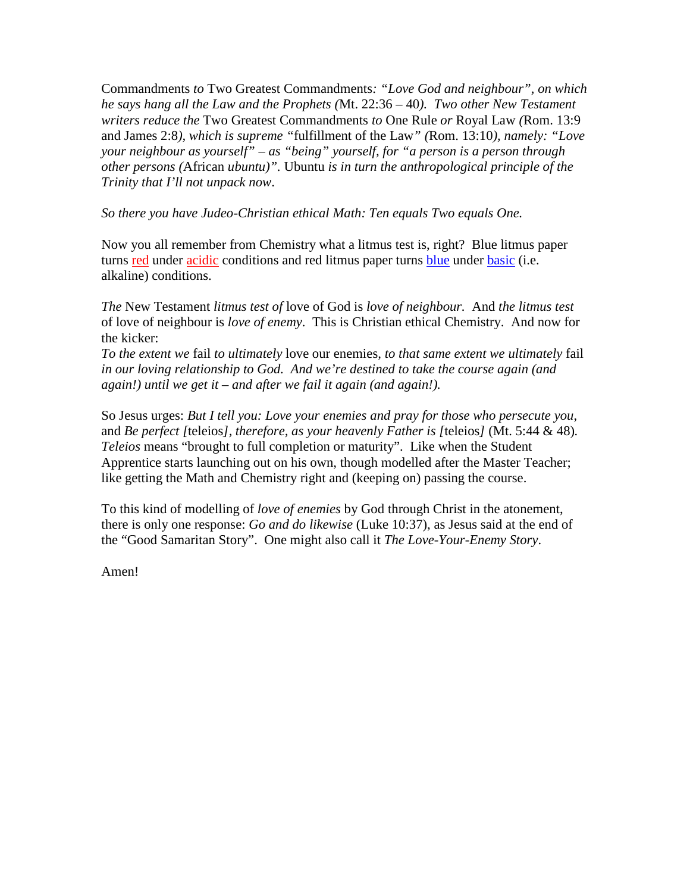Commandments *to* Two Greatest Commandments*: "Love God and neighbour", on which he says hang all the Law and the Prophets (*Mt. 22:36 – 40*). Two other New Testament writers reduce the* Two Greatest Commandments *to* One Rule *or* Royal Law *(*Rom. 13:9 and James 2:8*), which is supreme "*fulfillment of the Law*" (*Rom. 13:10*), namely: "Love your neighbour as yourself" – as "being" yourself, for "a person is a person through other persons (*African *ubuntu)"*. Ubuntu *is in turn the anthropological principle of the Trinity that I'll not unpack now*.

*So there you have Judeo-Christian ethical Math: Ten equals Two equals One.*

Now you all remember from Chemistry what a litmus test is, right? Blue litmus paper turns red under acidic conditions and red litmus paper turns blue under basic (i.e. alkaline) conditions.

*The* New Testament *litmus test of* love of God is *love of neighbour*. And *the litmus test* of love of neighbour is *love of enemy*. This is Christian ethical Chemistry. And now for the kicker:
*To the extent we* fail *to ultimately* love our enemies*, to that same extent we ultimately* fail *in our loving relationship to God. And we're destined to take the course again (and again!) until we get it – and after we fail it again (and again!).*

So Jesus urges: *But I tell you: Love your enemies and pray for those who persecute you*, and *Be perfect [*teleios*], therefore, as your heavenly Father is [*teleios*]* (Mt. 5:44 & 48). *Teleios* means "brought to full completion or maturity". Like when the Student Apprentice starts launching out on his own, though modelled after the Master Teacher; like getting the Math and Chemistry right and (keeping on) passing the course.

To this kind of modelling of *love of enemies* by God through Christ in the atonement, there is only one response: *Go and do likewise* (Luke 10:37), as Jesus said at the end of the "Good Samaritan Story". One might also call it *The Love-Your-Enemy Story*.

Amen!